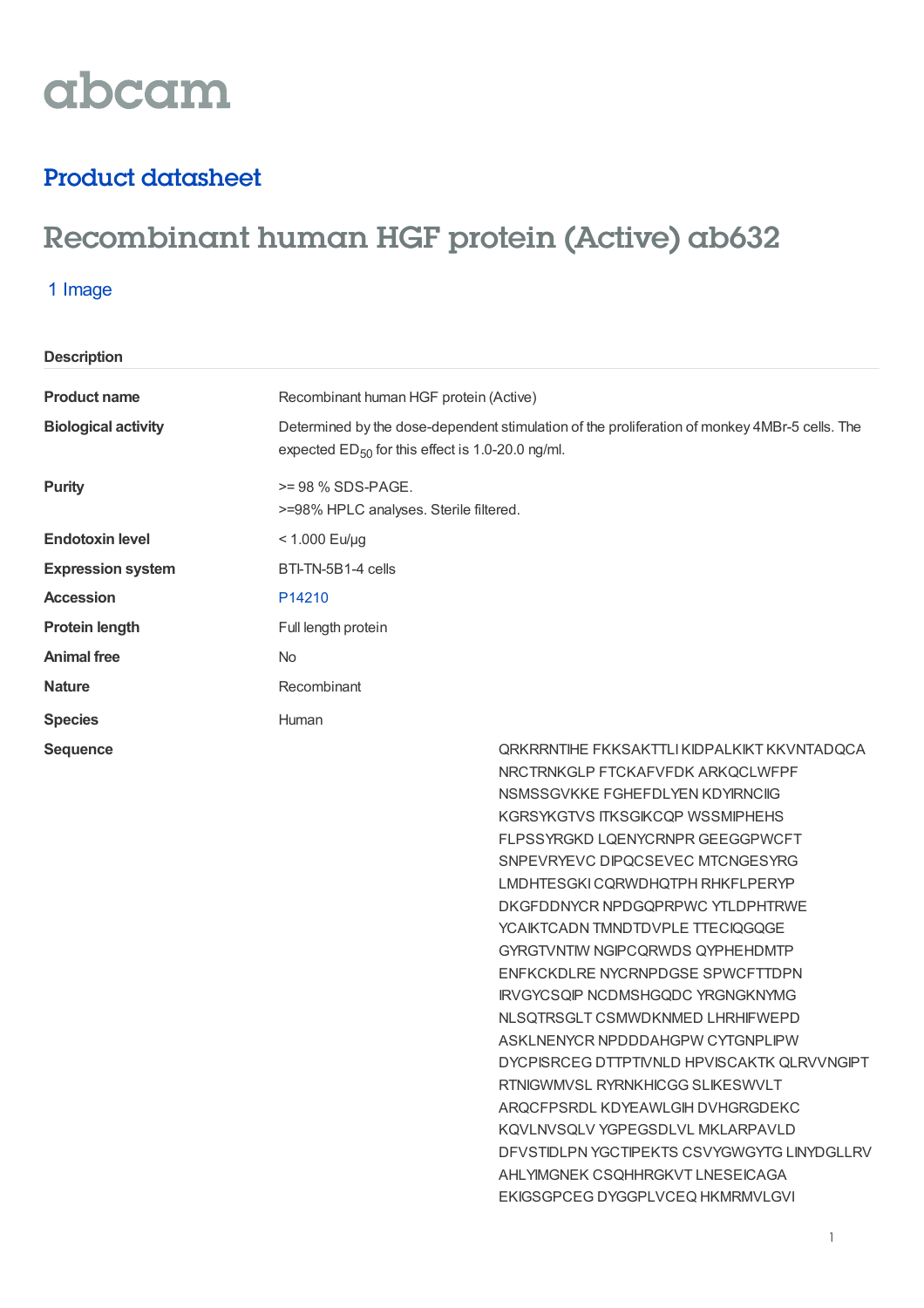abcam

## Product datasheet

# Recombinant human HGF protein (Active) ab632

1 Image

### Description

| | |
|---|---|
| **Product name** | Recombinant human HGF protein (Active) |
| **Biological activity** | Determined by the dose-dependent stimulation of the proliferation of monkey 4MBr-5 cells. The expected $ED_{50}$ for this effect is 1.0-20.0 ng/ml. |
| **Purity** | >= 98 % SDS-PAGE.<br>>=98% HPLC analyses. Sterile filtered. |
| **Endotoxin level** | < 1.000 Eu/µg |
| **Expression system** | BTI-TN-5B1-4 cells |
| **Accession** | P14210 |
| **Protein length** | Full length protein |
| **Animal free** | No |
| **Nature** | Recombinant |
| **Species** | Human |
| **Sequence** | QRKRRNTIHE FKKSAKTTLI KIDPALKIKT KKVNTADQCA NRCTRNKGLP FTCKAFVFDK ARKQCLWFPF NSMSSGVKKE FGHEFDLYEN KDYIRNCIIG KGRSYKGTVS ITKSGIKCQP WSSMIPHEHS FLPSSYRGKD LQENYCRNPR GEEGGPWCFT SNPEVRYEVC DIPQCSEVEC MTCNGESYRG LMDHTESGKI CQRWDHQTPH RHKFLPERYP DKGFDDNYCR NPDGQPRPWC YTLDPHTRWE YCAIKTCADN TMNDTDVPLE TTECIQGQGE GYRGTVNTIW NGIPCQRWDS QYPHEHDMTP ENFKCKDLRE NYCRNPDGSE SPWCFTTDPN IRVGYCSQIP NCDMSHGQDC YRGNGKNYMG NLSQTRSGLT CSMWDKNMED LHRHIFWEPD ASKLNENYCR NPDDDAHGPW CYTGNPLIPW DYCPISRCEG DTTPTIVNLD HPVISCAKTK QLRVVNGIPT RTNIGWMVSL RYRNKHICGG SLIKESWVLT ARQCFPSRDL KDYEAWLGIH DVHGRGDEKC KQVLNVSQLV YGPEGSDLVL MKLARPAVLD DFVSTIDLPN YGCTIPEKTS CSVYGWGYTG LINYDGLLRV AHLYIMGNEK CSQHHRGKVT LNESEICAGA EKIGSGPCEG DYGGPLVCEQ HKMRMVLGVI |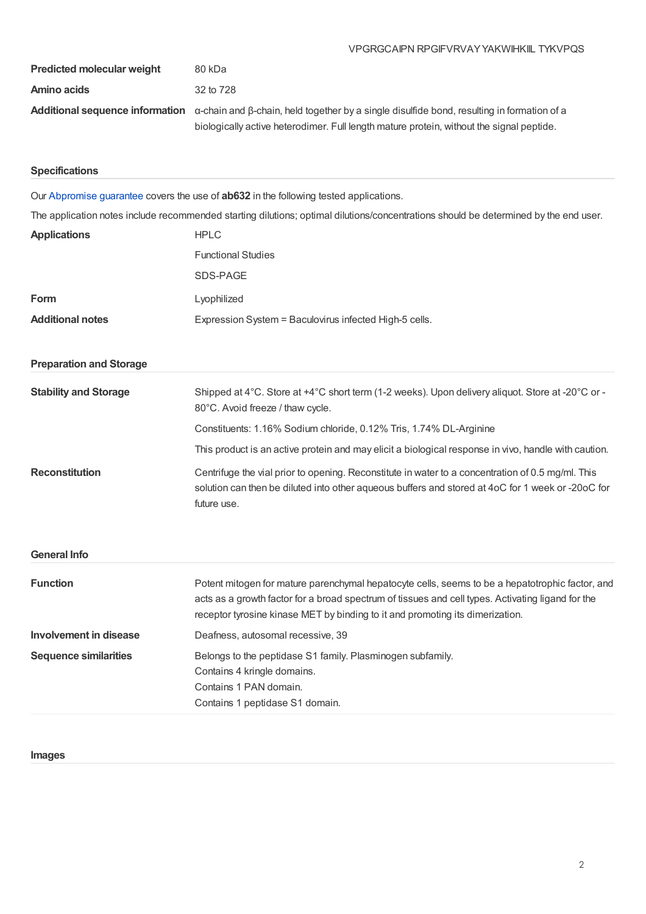VPGRGCAIPN RPGIFVRVAY YAKWIHKIIL TYKVPQS

| | |
|---|---|
| **Predicted molecular weight** | 80 kDa |
| **Amino acids** | 32 to 728 |
| **Additional sequence information** | α-chain and β-chain, held together by a single disulfide bond, resulting in formation of a biologically active heterodimer. Full length mature protein, without the signal peptide. |

## Specifications

Our Abpromise guarantee covers the use of **ab632** in the following tested applications.

The application notes include recommended starting dilutions; optimal dilutions/concentrations should be determined by the end user.

| | |
|---|---|
| **Applications** | HPLC<br>Functional Studies<br>SDS-PAGE |
| **Form** | Lyophilized |
| **Additional notes** | Expression System = Baculovirus infected High-5 cells. |

## Preparation and Storage

| | |
|---|---|
| **Stability and Storage** | Shipped at 4°C. Store at +4°C short term (1-2 weeks). Upon delivery aliquot. Store at -20°C or -80°C. Avoid freeze / thaw cycle.<br><br>Constituents: 1.16% Sodium chloride, 0.12% Tris, 1.74% DL-Arginine<br><br>This product is an active protein and may elicit a biological response in vivo, handle with caution. |
| **Reconstitution** | Centrifuge the vial prior to opening. Reconstitute in water to a concentration of 0.5 mg/ml. This solution can then be diluted into other aqueous buffers and stored at 4oC for 1 week or -20oC for future use. |

## General Info

| | |
|---|---|
| **Function** | Potent mitogen for mature parenchymal hepatocyte cells, seems to be a hepatotrophic factor, and acts as a growth factor for a broad spectrum of tissues and cell types. Activating ligand for the receptor tyrosine kinase MET by binding to it and promoting its dimerization. |
| **Involvement in disease** | Deafness, autosomal recessive, 39 |
| **Sequence similarities** | Belongs to the peptidase S1 family. Plasminogen subfamily.<br>Contains 4 kringle domains.<br>Contains 1 PAN domain.<br>Contains 1 peptidase S1 domain. |

## Images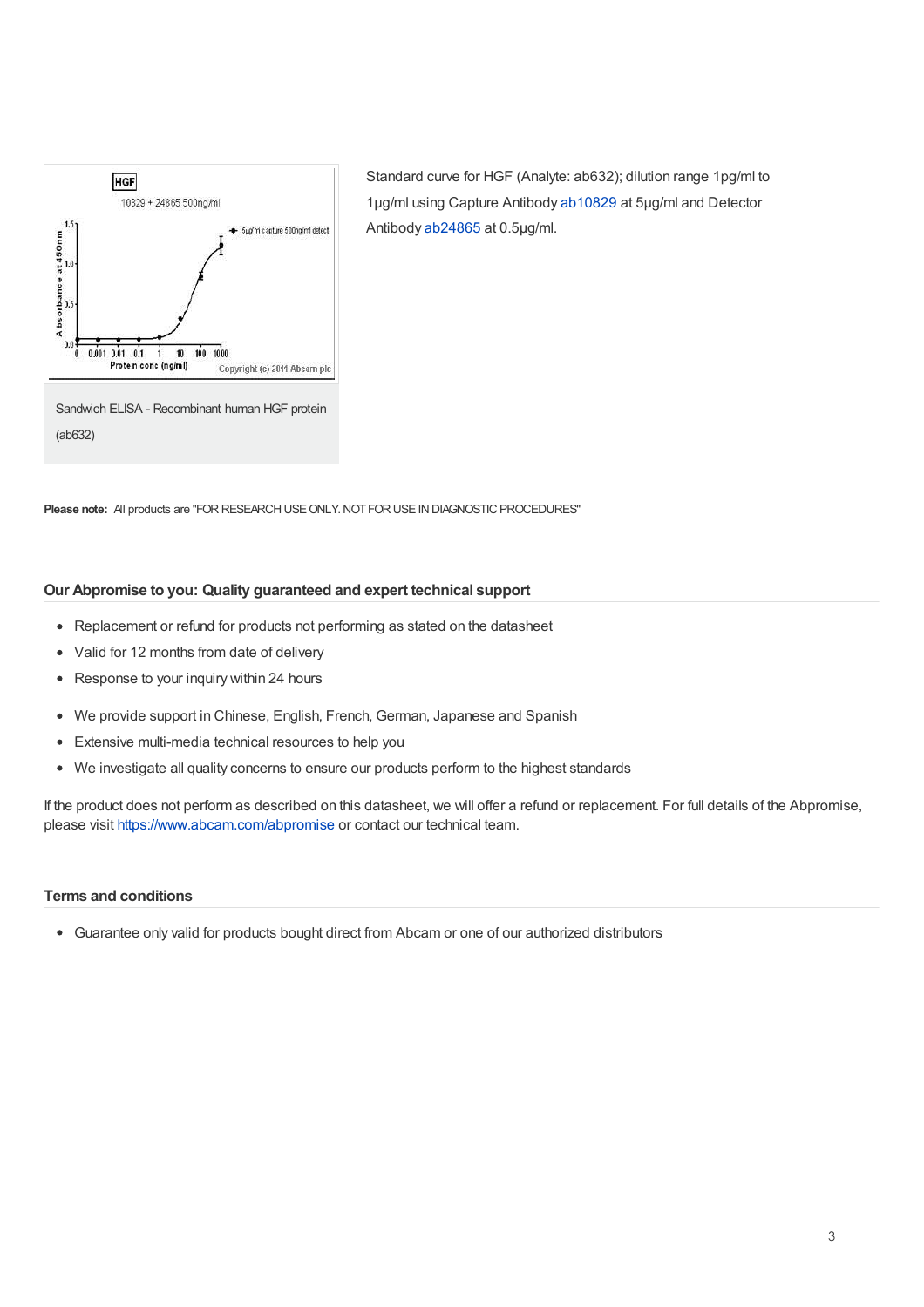HGF

10829 + 24865 500ng/ml

Absorbance at 450nm

1.5
1.0
0.5
0.0

5µg/ml capture 500ng/ml detect

0 0.001 0.01 0.1 1 10 100 1000

Protein conc (ng/ml)

Copyright (c) 2011 Abcam plc

Sandwich ELISA - Recombinant human HGF protein (ab632)

Standard curve for HGF (Analyte: ab632); dilution range 1pg/ml to 1µg/ml using Capture Antibody ab10829 at 5µg/ml and Detector Antibody ab24865 at 0.5µg/ml.

**Please note:** All products are "FOR RESEARCH USE ONLY. NOT FOR USE IN DIAGNOSTIC PROCEDURES"

### Our Abpromise to you: Quality guaranteed and expert technical support

- Replacement or refund for products not performing as stated on the datasheet
- Valid for 12 months from date of delivery
- Response to your inquiry within 24 hours

- We provide support in Chinese, English, French, German, Japanese and Spanish
- Extensive multi-media technical resources to help you
- We investigate all quality concerns to ensure our products perform to the highest standards

If the product does not perform as described on this datasheet, we will offer a refund or replacement. For full details of the Abpromise, please visit https://www.abcam.com/abpromise or contact our technical team.

### Terms and conditions

- Guarantee only valid for products bought direct from Abcam or one of our authorized distributors